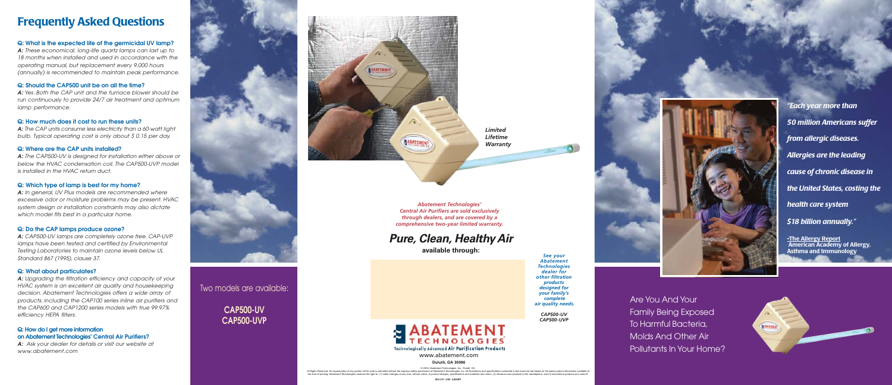# Frequently Asked Questions

**Q: What is the expected life of the germicidal UV lamp?**
*A: These economical, long-life quartz lamps can last up to 18 months when installed and used in accordance with the operating manual, but replacement every 9,000 hours (annually) is recommended to maintain peak performance.*

**Q: Should the CAP500 unit be on all the time?**
*A: Yes. Both the CAP unit and the furnace blower should be run continuously to provide 24/7 air treatment and optimum lamp performance.*

**Q: How much does it cost to run these units?**
*A: The CAP units consume less electricity than a 60-watt light bulb. Typical operating cost is only about $ 0.15 per day.*

**Q: Where are the CAP units installed?**
*A: The CAP500-UV is designed for installation either above or below the HVAC condensation coil. The CAP500-UVP model is installed in the HVAC return duct.*

**Q: Which type of lamp is best for my home?**
*A: In general, UV Plus models are recommended where excessive odor or moisture problems may be present. HVAC system design or installation constraints may also dictate which model fits best in a particular home.*

**Q: Do the CAP lamps produce ozone?**
*A: CAP500-UV lamps are completely ozone free. CAP-UVP lamps have been tested and certified by Environmental Testing Laboratories to maintain ozone levels below UL Standard 867 (1995), clause 37.*

**Q: What about particulates?**
*A: Upgrading the filtration efficiency and capacity of your HVAC system is an excellent air quality and housekeeping decision. Abatement Technologies offers a wide array of products, including the CAP100 series inline air purifiers and the CAP600 and CAP1200 series models with true 99.97% efficiency HEPA filters.*

**Q: How do I get more information on Abatement Technologies' Central Air Purifiers?**
*A: Ask your dealer for details or visit our website at www.abatement.com*

Two models are available:

**CAP500-UV**
**CAP500-UVP**

*Limited Lifetime Warranty*

*Abatement Technologies' Central Air Purifiers are sold exclusively through dealers, and are covered by a comprehensive two-year limited warranty.*

## *Pure, Clean, Healthy Air*

**available through:**

*See your Abatement Technologies dealer for other filtration products designed for your family's complete air quality needs.*

*CAP500-UV*
*CAP500-UVP*

**ABATEMENT TECHNOLOGIES**
Technologically Advanced Air Purification Products
www.abatement.com
**Duluth, GA 30096**

© 2006, Abatement Technologies, Inc., Duluth, GA.
All Rights Reserved. No reproduction of any portion of this work is permitted without the express written permission of Abatement Technologies, Inc. All illustrations and specifications contained in this brochure are based on the latest product information available at the time of printing. Abatement Technologies reserves the right to: (1) make changes at any time, without notice, to product designs, specifications and materials and colors; (2) introduce new products to the marketplace, and (3) discontinue products as it sees fit.

*"Each year more than 50 million Americans suffer from allergic diseases. Allergies are the leading cause of chronic disease in the United States, costing the health care system $18 billion annually."*

**-The Allergy Report**
**American Academy of Allergy, Asthma and Immunology**

Are You And Your Family Being Exposed To Harmful Bacteria, Molds And Other Air Pollutants In Your Home?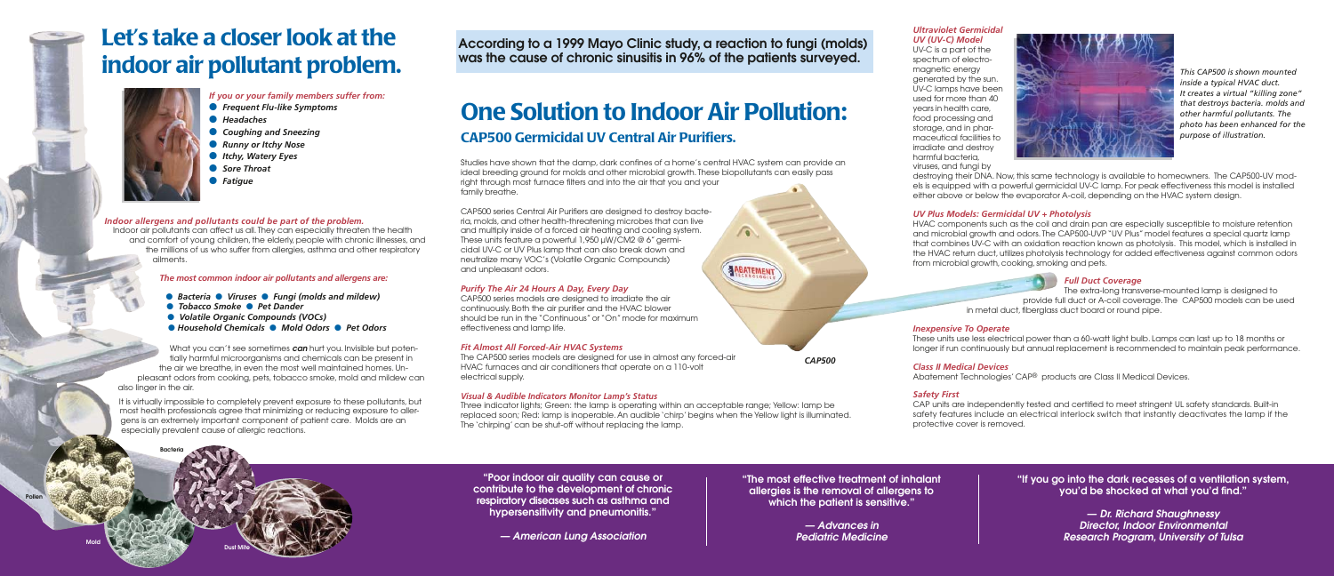# Let's take a closer look at the indoor air pollutant problem.

***If you or your family members suffer from:***

- ***Frequent Flu-like Symptoms***
- ***Headaches***
- ***Coughing and Sneezing***
- ***Runny or Itchy Nose***
- ***Itchy, Watery Eyes***
- ***Sore Throat***
- ***Fatigue***

***Indoor allergens and pollutants could be part of the problem.***

Indoor air pollutants can affect us all. They can especially threaten the health and comfort of young children, the elderly, people with chronic illnesses, and the millions of us who suffer from allergies, asthma and other respiratory ailments.

***The most common indoor air pollutants and allergens are:***

- ***Bacteria*** ● ***Viruses*** ● ***Fungi (molds and mildew)***
- ***Tobacco Smoke*** ● ***Pet Dander***
- ***Volatile Organic Compounds (VOCs)***
- ***Household Chemicals*** ● ***Mold Odors*** ● ***Pet Odors***

What you can't see sometimes ***can*** hurt you. Invisible but potentially harmful microorganisms and chemicals can be present in the air we breathe, in even the most well maintained homes. Unpleasant odors from cooking, pets, tobacco smoke, mold and mildew can also linger in the air.

It is virtually impossible to completely prevent exposure to these pollutants, but most health professionals agree that minimizing or reducing exposure to allergens is an extremely important component of patient care. Molds are an especially prevalent cause of allergic reactions.

Bacteria

Pollen

Mold

Dust Mite

**According to a 1999 Mayo Clinic study, a reaction to fungi (molds) was the cause of chronic sinusitis in 96% of the patients surveyed.**

# One Solution to Indoor Air Pollution:

## CAP500 Germicidal UV Central Air Purifiers.

Studies have shown that the damp, dark confines of a home's central HVAC system can provide an ideal breeding ground for molds and other microbial growth. These biopollutants can easily pass right through most furnace filters and into the air that you and your family breathe.

CAP500 series Central Air Purifiers are designed to destroy bacteria, molds, and other health-threatening microbes that can live and multiply inside of a forced air heating and cooling system. These units feature a powerful 1,950 µW/CM2 @ 6" germicidal UV-C or UV Plus lamp that can also break down and neutralize many VOC's (Volatile Organic Compounds) and unpleasant odors.

***Purify The Air 24 Hours A Day, Every Day***

CAP500 series models are designed to irradiate the air continuously. Both the air purifier and the HVAC blower should be run in the "Continuous" or "On" mode for maximum effectiveness and lamp life.

***Fit Almost All Forced-Air HVAC Systems***

The CAP500 series models are designed for use in almost any forced-air HVAC furnaces and air conditioners that operate on a 110-volt electrical supply.

***Visual & Audible Indicators Monitor Lamp's Status***

Three indicator lights; Green: the lamp is operating within an acceptable range; Yellow: lamp be replaced soon; Red: lamp is inoperable. An audible 'chirp' begins when the Yellow light is illuminated. The 'chirping' can be shut-off without replacing the lamp.

ABATEMENT

*CAP500*

***Ultraviolet Germicidal UV (UV-C) Model***

UV-C is a part of the spectrum of electro-magnetic energy generated by the sun. UV-C lamps have been used for more than 40 years in health care, food processing and storage, and in pharmaceutical facilities to irradiate and destroy harmful bacteria, viruses, and fungi by destroying their DNA. Now, this same technology is available to homeowners. The CAP500-UV models is equipped with a powerful germicidal UV-C lamp. For peak effectiveness this model is installed either above or below the evaporator A-coil, depending on the HVAC system design.

*This CAP500 is shown mounted inside a typical HVAC duct. It creates a virtual "killing zone" that destroys bacteria. molds and other harmful pollutants. The photo has been enhanced for the purpose of illustration.*

***UV Plus Models: Germicidal UV + Photolysis***

HVAC components such as the coil and drain pan are especially susceptible to moisture retention and microbial growth and odors. The CAP500-UVP "UV Plus" model features a special quartz lamp that combines UV-C with an oxidation reaction known as photolysis. This model, which is installed in the HVAC return duct, utilizes photolysis technology for added effectiveness against common odors from microbial growth, cooking, smoking and pets.

***Full Duct Coverage***

The extra-long transverse-mounted lamp is designed to provide full duct or A-coil coverage. The CAP500 models can be used in metal duct, fiberglass duct board or round pipe.

***Inexpensive To Operate***

These units use less electrical power than a 60-watt light bulb. Lamps can last up to 18 months or longer if run continuously but annual replacement is recommended to maintain peak performance.

***Class II Medical Devices***

Abatement Technologies' CAP® products are Class II Medical Devices.

***Safety First***

CAP units are independently tested and certified to meet stringent UL safety standards. Built-in safety features include an electrical interlock switch that instantly deactivates the lamp if the protective cover is removed.

**"Poor indoor air quality can cause or contribute to the development of chronic respiratory diseases such as asthma and hypersensitivity and pneumonitis."**

***— American Lung Association***

**"The most effective treatment of inhalant allergies is the removal of allergens to which the patient is sensitive."**

***— Advances in Pediatric Medicine***

**"If you go into the dark recesses of a ventilation system, you'd be shocked at what you'd find."**

***— Dr. Richard Shaughnessy Director, Indoor Environmental Research Program, University of Tulsa***